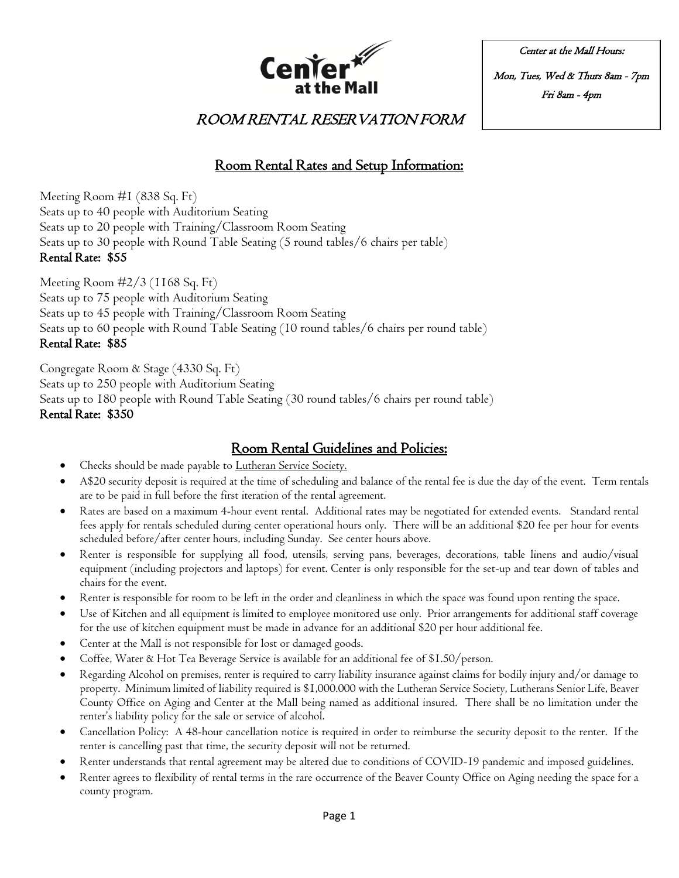**Center at the Mall**

Center at the Mall Hours:

Mon, Tues, Wed & Thurs 8am - 7pm

Fri 8am - 4pm

# ROOM RENTAL RESERVATION FORM

## Room Rental Rates and Setup Information:

Meeting Room #1 (838 Sq. Ft)
Seats up to 40 people with Auditorium Seating
Seats up to 20 people with Training/Classroom Room Seating
Seats up to 30 people with Round Table Seating (5 round tables/6 chairs per table)
**Rental Rate: $55**

Meeting Room #2/3 (1168 Sq. Ft)
Seats up to 75 people with Auditorium Seating
Seats up to 45 people with Training/Classroom Room Seating
Seats up to 60 people with Round Table Seating (10 round tables/6 chairs per round table)
**Rental Rate: $85**

Congregate Room & Stage (4330 Sq. Ft)
Seats up to 250 people with Auditorium Seating
Seats up to 180 people with Round Table Seating (30 round tables/6 chairs per round table)
**Rental Rate: $350**

## Room Rental Guidelines and Policies:

- Checks should be made payable to Lutheran Service Society.
- A$20 security deposit is required at the time of scheduling and balance of the rental fee is due the day of the event. Term rentals are to be paid in full before the first iteration of the rental agreement.
- Rates are based on a maximum 4-hour event rental. Additional rates may be negotiated for extended events. Standard rental fees apply for rentals scheduled during center operational hours only. There will be an additional $20 fee per hour for events scheduled before/after center hours, including Sunday. See center hours above.
- Renter is responsible for supplying all food, utensils, serving pans, beverages, decorations, table linens and audio/visual equipment (including projectors and laptops) for event. Center is only responsible for the set-up and tear down of tables and chairs for the event.
- Renter is responsible for room to be left in the order and cleanliness in which the space was found upon renting the space.
- Use of Kitchen and all equipment is limited to employee monitored use only. Prior arrangements for additional staff coverage for the use of kitchen equipment must be made in advance for an additional $20 per hour additional fee.
- Center at the Mall is not responsible for lost or damaged goods.
- Coffee, Water & Hot Tea Beverage Service is available for an additional fee of $1.50/person.
- Regarding Alcohol on premises, renter is required to carry liability insurance against claims for bodily injury and/or damage to property. Minimum limited of liability required is $1,000.000 with the Lutheran Service Society, Lutherans Senior Life, Beaver County Office on Aging and Center at the Mall being named as additional insured. There shall be no limitation under the renter's liability policy for the sale or service of alcohol.
- Cancellation Policy: A 48-hour cancellation notice is required in order to reimburse the security deposit to the renter. If the renter is cancelling past that time, the security deposit will not be returned.
- Renter understands that rental agreement may be altered due to conditions of COVID-19 pandemic and imposed guidelines.
- Renter agrees to flexibility of rental terms in the rare occurrence of the Beaver County Office on Aging needing the space for a county program.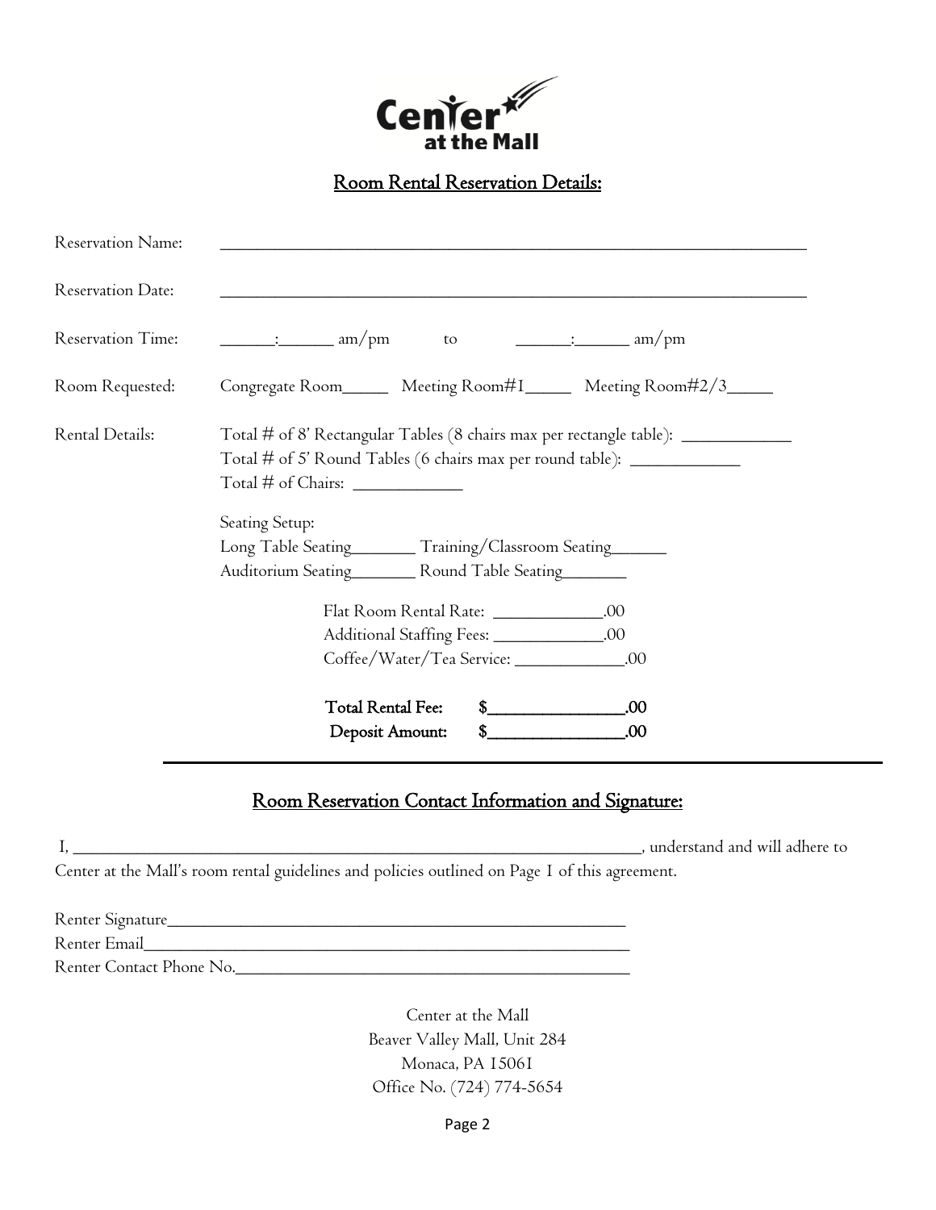Center at the Mall

## Room Rental Reservation Details:

| | |
|---|---|
| Reservation Name: | ______________________________________________ |
| Reservation Date: | ______________________________________________ |
| Reservation Time: | ______:______ am/pm to ______:______ am/pm |
| Room Requested: | Congregate Room_____ Meeting Room#1_____ Meeting Room#2/3_____ |
| Rental Details: | Total # of 8' Rectangular Tables (8 chairs max per rectangle table): ____________<br>Total # of 5' Round Tables (6 chairs max per round table): ____________<br>Total # of Chairs: ____________ |

Seating Setup:

Long Table Seating_______ Training/Classroom Seating______

Auditorium Seating_______ Round Table Seating_______

Flat Room Rental Rate: ____________.00

Additional Staffing Fees: ____________.00

Coffee/Water/Tea Service: ____________.00

**Total Rental Fee: $______________.00**

**Deposit Amount: $______________.00**

---

## Room Reservation Contact Information and Signature:

I, ____________________________________________________________, understand and will adhere to Center at the Mall's room rental guidelines and policies outlined on Page 1 of this agreement.

Renter Signature_______________________________________________

Renter Email__________________________________________________

Renter Contact Phone No.______________________________________

Center at the Mall

Beaver Valley Mall, Unit 284

Monaca, PA 15061

Office No. (724) 774-5654